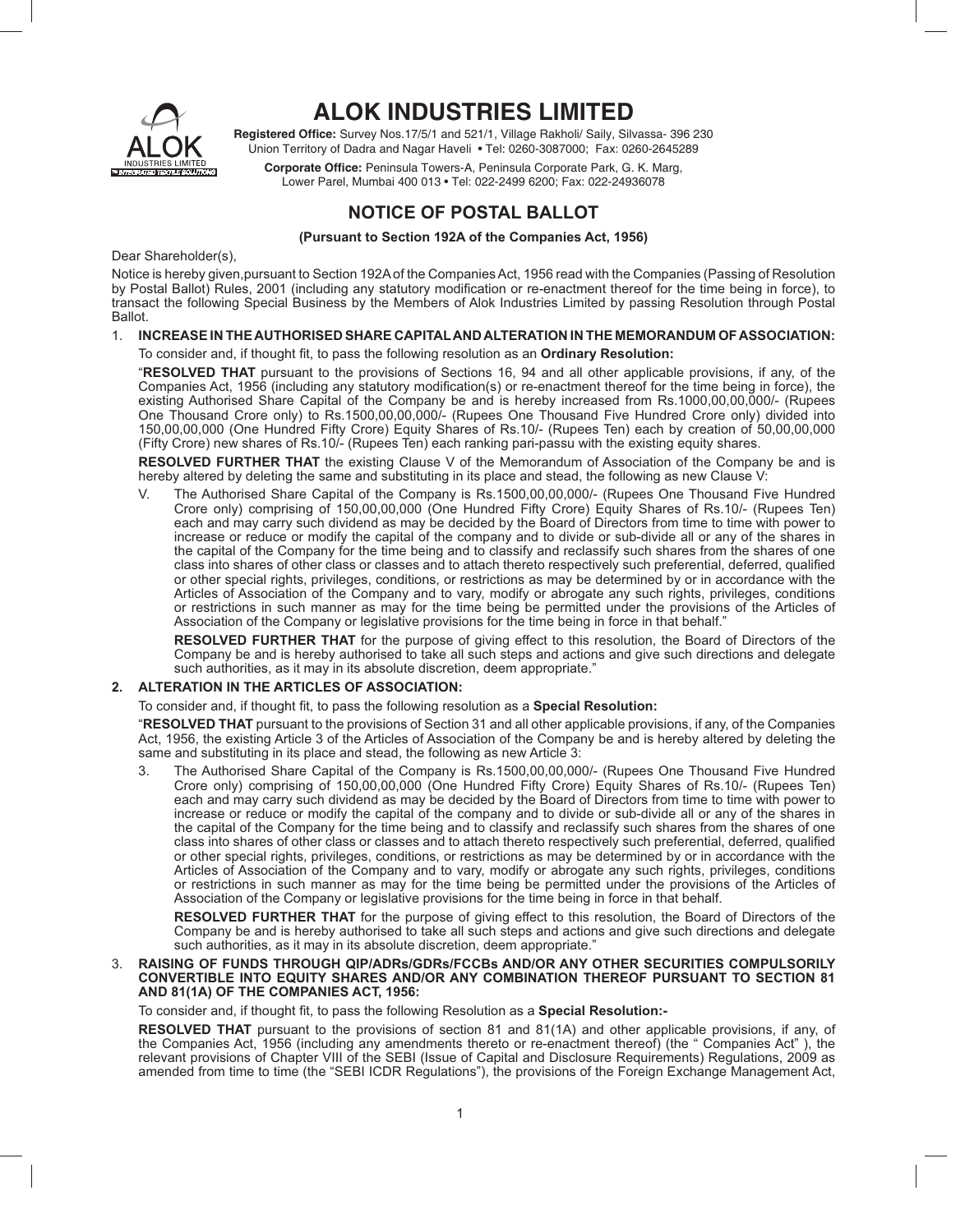# ALOK INDUSTRIES LIMITED

**Registered Office:** Survey Nos.17/5/1 and 521/1, Village Rakholi/ Saily, Silvassa- 396 230
Union Territory of Dadra and Nagar Haveli • Tel: 0260-3087000; Fax: 0260-2645289

**Corporate Office:** Peninsula Towers-A, Peninsula Corporate Park, G. K. Marg,
Lower Parel, Mumbai 400 013 • Tel: 022-2499 6200; Fax: 022-24936078

## NOTICE OF POSTAL BALLOT

**(Pursuant to Section 192A of the Companies Act, 1956)**

Dear Shareholder(s),

Notice is hereby given,pursuant to Section 192A of the Companies Act, 1956 read with the Companies (Passing of Resolution by Postal Ballot) Rules, 2001 (including any statutory modification or re-enactment thereof for the time being in force), to transact the following Special Business by the Members of Alok Industries Limited by passing Resolution through Postal Ballot.

1. **INCREASE IN THE AUTHORISED SHARE CAPITAL AND ALTERATION IN THE MEMORANDUM OF ASSOCIATION:**

   To consider and, if thought fit, to pass the following resolution as an **Ordinary Resolution:**

   "**RESOLVED THAT** pursuant to the provisions of Sections 16, 94 and all other applicable provisions, if any, of the Companies Act, 1956 (including any statutory modification(s) or re-enactment thereof for the time being in force), the existing Authorised Share Capital of the Company be and is hereby increased from Rs.1000,00,00,000/- (Rupees One Thousand Crore only) to Rs.1500,00,00,000/- (Rupees One Thousand Five Hundred Crore only) divided into 150,00,00,000 (One Hundred Fifty Crore) Equity Shares of Rs.10/- (Rupees Ten) each by creation of 50,00,00,000 (Fifty Crore) new shares of Rs.10/- (Rupees Ten) each ranking pari-passu with the existing equity shares.

   **RESOLVED FURTHER THAT** the existing Clause V of the Memorandum of Association of the Company be and is hereby altered by deleting the same and substituting in its place and stead, the following as new Clause V:

   V. The Authorised Share Capital of the Company is Rs.1500,00,00,000/- (Rupees One Thousand Five Hundred Crore only) comprising of 150,00,00,000 (One Hundred Fifty Crore) Equity Shares of Rs.10/- (Rupees Ten) each and may carry such dividend as may be decided by the Board of Directors from time to time with power to increase or reduce or modify the capital of the company and to divide or sub-divide all or any of the shares in the capital of the Company for the time being and to classify and reclassify such shares from the shares of one class into shares of other class or classes and to attach thereto respectively such preferential, deferred, qualified or other special rights, privileges, conditions, or restrictions as may be determined by or in accordance with the Articles of Association of the Company and to vary, modify or abrogate any such rights, privileges, conditions or restrictions in such manner as may for the time being be permitted under the provisions of the Articles of Association of the Company or legislative provisions for the time being in force in that behalf."

   **RESOLVED FURTHER THAT** for the purpose of giving effect to this resolution, the Board of Directors of the Company be and is hereby authorised to take all such steps and actions and give such directions and delegate such authorities, as it may in its absolute discretion, deem appropriate."

2. **ALTERATION IN THE ARTICLES OF ASSOCIATION:**

   To consider and, if thought fit, to pass the following resolution as a **Special Resolution:**

   "**RESOLVED THAT** pursuant to the provisions of Section 31 and all other applicable provisions, if any, of the Companies Act, 1956, the existing Article 3 of the Articles of Association of the Company be and is hereby altered by deleting the same and substituting in its place and stead, the following as new Article 3:

   3. The Authorised Share Capital of the Company is Rs.1500,00,00,000/- (Rupees One Thousand Five Hundred Crore only) comprising of 150,00,00,000 (One Hundred Fifty Crore) Equity Shares of Rs.10/- (Rupees Ten) each and may carry such dividend as may be decided by the Board of Directors from time to time with power to increase or reduce or modify the capital of the company and to divide or sub-divide all or any of the shares in the capital of the Company for the time being and to classify and reclassify such shares from the shares of one class into shares of other class or classes and to attach thereto respectively such preferential, deferred, qualified or other special rights, privileges, conditions, or restrictions as may be determined by or in accordance with the Articles of Association of the Company and to vary, modify or abrogate any such rights, privileges, conditions or restrictions in such manner as may for the time being be permitted under the provisions of the Articles of Association of the Company or legislative provisions for the time being in force in that behalf.

   **RESOLVED FURTHER THAT** for the purpose of giving effect to this resolution, the Board of Directors of the Company be and is hereby authorised to take all such steps and actions and give such directions and delegate such authorities, as it may in its absolute discretion, deem appropriate."

3. **RAISING OF FUNDS THROUGH QIP/ADRs/GDRs/FCCBs AND/OR ANY OTHER SECURITIES COMPULSORILY CONVERTIBLE INTO EQUITY SHARES AND/OR ANY COMBINATION THEREOF PURSUANT TO SECTION 81 AND 81(1A) OF THE COMPANIES ACT, 1956:**

   To consider and, if thought fit, to pass the following Resolution as a **Special Resolution:-**

   **RESOLVED THAT** pursuant to the provisions of section 81 and 81(1A) and other applicable provisions, if any, of the Companies Act, 1956 (including any amendments thereto or re-enactment thereof) (the " Companies Act" ), the relevant provisions of Chapter VIII of the SEBI (Issue of Capital and Disclosure Requirements) Regulations, 2009 as amended from time to time (the "SEBI ICDR Regulations"), the provisions of the Foreign Exchange Management Act,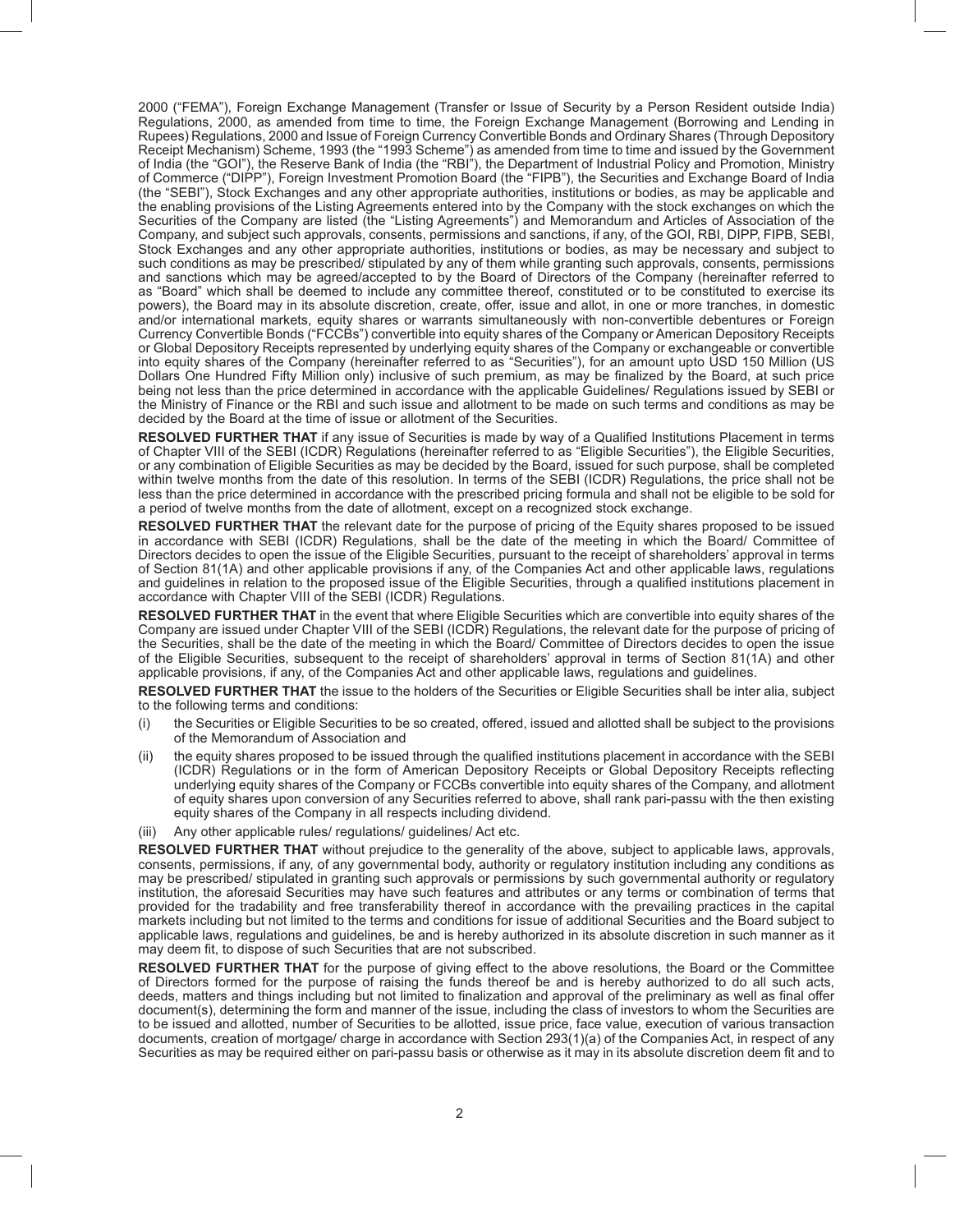2000 ("FEMA"), Foreign Exchange Management (Transfer or Issue of Security by a Person Resident outside India) Regulations, 2000, as amended from time to time, the Foreign Exchange Management (Borrowing and Lending in Rupees) Regulations, 2000 and Issue of Foreign Currency Convertible Bonds and Ordinary Shares (Through Depository Receipt Mechanism) Scheme, 1993 (the "1993 Scheme") as amended from time to time and issued by the Government of India (the "GOI"), the Reserve Bank of India (the "RBI"), the Department of Industrial Policy and Promotion, Ministry of Commerce ("DIPP"), Foreign Investment Promotion Board (the "FIPB"), the Securities and Exchange Board of India (the "SEBI"), Stock Exchanges and any other appropriate authorities, institutions or bodies, as may be applicable and the enabling provisions of the Listing Agreements entered into by the Company with the stock exchanges on which the Securities of the Company are listed (the "Listing Agreements") and Memorandum and Articles of Association of the Company, and subject such approvals, consents, permissions and sanctions, if any, of the GOI, RBI, DIPP, FIPB, SEBI, Stock Exchanges and any other appropriate authorities, institutions or bodies, as may be necessary and subject to such conditions as may be prescribed/ stipulated by any of them while granting such approvals, consents, permissions and sanctions which may be agreed/accepted to by the Board of Directors of the Company (hereinafter referred to as "Board" which shall be deemed to include any committee thereof, constituted or to be constituted to exercise its powers), the Board may in its absolute discretion, create, offer, issue and allot, in one or more tranches, in domestic and/or international markets, equity shares or warrants simultaneously with non-convertible debentures or Foreign Currency Convertible Bonds ("FCCBs") convertible into equity shares of the Company or American Depository Receipts or Global Depository Receipts represented by underlying equity shares of the Company or exchangeable or convertible into equity shares of the Company (hereinafter referred to as "Securities"), for an amount upto USD 150 Million (US Dollars One Hundred Fifty Million only) inclusive of such premium, as may be finalized by the Board, at such price being not less than the price determined in accordance with the applicable Guidelines/ Regulations issued by SEBI or the Ministry of Finance or the RBI and such issue and allotment to be made on such terms and conditions as may be decided by the Board at the time of issue or allotment of the Securities.

**RESOLVED FURTHER THAT** if any issue of Securities is made by way of a Qualified Institutions Placement in terms of Chapter VIII of the SEBI (ICDR) Regulations (hereinafter referred to as "Eligible Securities"), the Eligible Securities, or any combination of Eligible Securities as may be decided by the Board, issued for such purpose, shall be completed within twelve months from the date of this resolution. In terms of the SEBI (ICDR) Regulations, the price shall not be less than the price determined in accordance with the prescribed pricing formula and shall not be eligible to be sold for a period of twelve months from the date of allotment, except on a recognized stock exchange.

**RESOLVED FURTHER THAT** the relevant date for the purpose of pricing of the Equity shares proposed to be issued in accordance with SEBI (ICDR) Regulations, shall be the date of the meeting in which the Board/ Committee of Directors decides to open the issue of the Eligible Securities, pursuant to the receipt of shareholders' approval in terms of Section 81(1A) and other applicable provisions if any, of the Companies Act and other applicable laws, regulations and guidelines in relation to the proposed issue of the Eligible Securities, through a qualified institutions placement in accordance with Chapter VIII of the SEBI (ICDR) Regulations.

**RESOLVED FURTHER THAT** in the event that where Eligible Securities which are convertible into equity shares of the Company are issued under Chapter VIII of the SEBI (ICDR) Regulations, the relevant date for the purpose of pricing of the Securities, shall be the date of the meeting in which the Board/ Committee of Directors decides to open the issue of the Eligible Securities, subsequent to the receipt of shareholders' approval in terms of Section 81(1A) and other applicable provisions, if any, of the Companies Act and other applicable laws, regulations and guidelines.

**RESOLVED FURTHER THAT** the issue to the holders of the Securities or Eligible Securities shall be inter alia, subject to the following terms and conditions:

(i) the Securities or Eligible Securities to be so created, offered, issued and allotted shall be subject to the provisions of the Memorandum of Association and

(ii) the equity shares proposed to be issued through the qualified institutions placement in accordance with the SEBI (ICDR) Regulations or in the form of American Depository Receipts or Global Depository Receipts reflecting underlying equity shares of the Company or FCCBs convertible into equity shares of the Company, and allotment of equity shares upon conversion of any Securities referred to above, shall rank pari-passu with the then existing equity shares of the Company in all respects including dividend.

(iii) Any other applicable rules/ regulations/ guidelines/ Act etc.

**RESOLVED FURTHER THAT** without prejudice to the generality of the above, subject to applicable laws, approvals, consents, permissions, if any, of any governmental body, authority or regulatory institution including any conditions as may be prescribed/ stipulated in granting such approvals or permissions by such governmental authority or regulatory institution, the aforesaid Securities may have such features and attributes or any terms or combination of terms that provided for the tradability and free transferability thereof in accordance with the prevailing practices in the capital markets including but not limited to the terms and conditions for issue of additional Securities and the Board subject to applicable laws, regulations and guidelines, be and is hereby authorized in its absolute discretion in such manner as it may deem fit, to dispose of such Securities that are not subscribed.

**RESOLVED FURTHER THAT** for the purpose of giving effect to the above resolutions, the Board or the Committee of Directors formed for the purpose of raising the funds thereof be and is hereby authorized to do all such acts, deeds, matters and things including but not limited to finalization and approval of the preliminary as well as final offer document(s), determining the form and manner of the issue, including the class of investors to whom the Securities are to be issued and allotted, number of Securities to be allotted, issue price, face value, execution of various transaction documents, creation of mortgage/ charge in accordance with Section 293(1)(a) of the Companies Act, in respect of any Securities as may be required either on pari-passu basis or otherwise as it may in its absolute discretion deem fit and to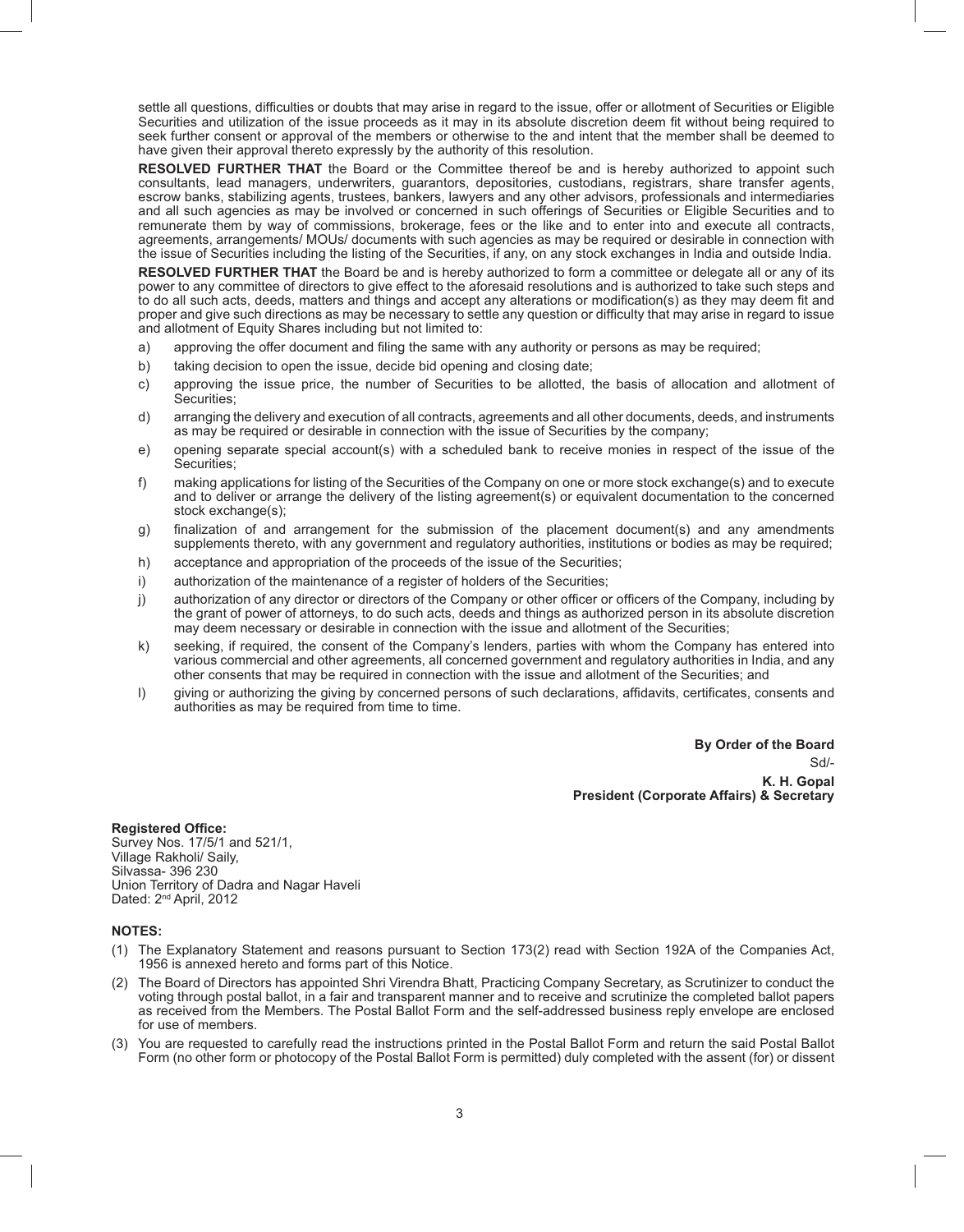settle all questions, difficulties or doubts that may arise in regard to the issue, offer or allotment of Securities or Eligible Securities and utilization of the issue proceeds as it may in its absolute discretion deem fit without being required to seek further consent or approval of the members or otherwise to the and intent that the member shall be deemed to have given their approval thereto expressly by the authority of this resolution.

**RESOLVED FURTHER THAT** the Board or the Committee thereof be and is hereby authorized to appoint such consultants, lead managers, underwriters, guarantors, depositories, custodians, registrars, share transfer agents, escrow banks, stabilizing agents, trustees, bankers, lawyers and any other advisors, professionals and intermediaries and all such agencies as may be involved or concerned in such offerings of Securities or Eligible Securities and to remunerate them by way of commissions, brokerage, fees or the like and to enter into and execute all contracts, agreements, arrangements/ MOUs/ documents with such agencies as may be required or desirable in connection with the issue of Securities including the listing of the Securities, if any, on any stock exchanges in India and outside India.

**RESOLVED FURTHER THAT** the Board be and is hereby authorized to form a committee or delegate all or any of its power to any committee of directors to give effect to the aforesaid resolutions and is authorized to take such steps and to do all such acts, deeds, matters and things and accept any alterations or modification(s) as they may deem fit and proper and give such directions as may be necessary to settle any question or difficulty that may arise in regard to issue and allotment of Equity Shares including but not limited to:

a) approving the offer document and filing the same with any authority or persons as may be required;

b) taking decision to open the issue, decide bid opening and closing date;

c) approving the issue price, the number of Securities to be allotted, the basis of allocation and allotment of Securities;

d) arranging the delivery and execution of all contracts, agreements and all other documents, deeds, and instruments as may be required or desirable in connection with the issue of Securities by the company;

e) opening separate special account(s) with a scheduled bank to receive monies in respect of the issue of the Securities;

f) making applications for listing of the Securities of the Company on one or more stock exchange(s) and to execute and to deliver or arrange the delivery of the listing agreement(s) or equivalent documentation to the concerned stock exchange(s);

g) finalization of and arrangement for the submission of the placement document(s) and any amendments supplements thereto, with any government and regulatory authorities, institutions or bodies as may be required;

h) acceptance and appropriation of the proceeds of the issue of the Securities;

i) authorization of the maintenance of a register of holders of the Securities;

j) authorization of any director or directors of the Company or other officer or officers of the Company, including by the grant of power of attorneys, to do such acts, deeds and things as authorized person in its absolute discretion may deem necessary or desirable in connection with the issue and allotment of the Securities;

k) seeking, if required, the consent of the Company's lenders, parties with whom the Company has entered into various commercial and other agreements, all concerned government and regulatory authorities in India, and any other consents that may be required in connection with the issue and allotment of the Securities; and

l) giving or authorizing the giving by concerned persons of such declarations, affidavits, certificates, consents and authorities as may be required from time to time.

**By Order of the Board**
Sd/-
**K. H. Gopal**
**President (Corporate Affairs) & Secretary**

**Registered Office:**
Survey Nos. 17/5/1 and 521/1,
Village Rakholi/ Saily,
Silvassa- 396 230
Union Territory of Dadra and Nagar Haveli
Dated: 2nd April, 2012

**NOTES:**

(1) The Explanatory Statement and reasons pursuant to Section 173(2) read with Section 192A of the Companies Act, 1956 is annexed hereto and forms part of this Notice.

(2) The Board of Directors has appointed Shri Virendra Bhatt, Practicing Company Secretary, as Scrutinizer to conduct the voting through postal ballot, in a fair and transparent manner and to receive and scrutinize the completed ballot papers as received from the Members. The Postal Ballot Form and the self-addressed business reply envelope are enclosed for use of members.

(3) You are requested to carefully read the instructions printed in the Postal Ballot Form and return the said Postal Ballot Form (no other form or photocopy of the Postal Ballot Form is permitted) duly completed with the assent (for) or dissent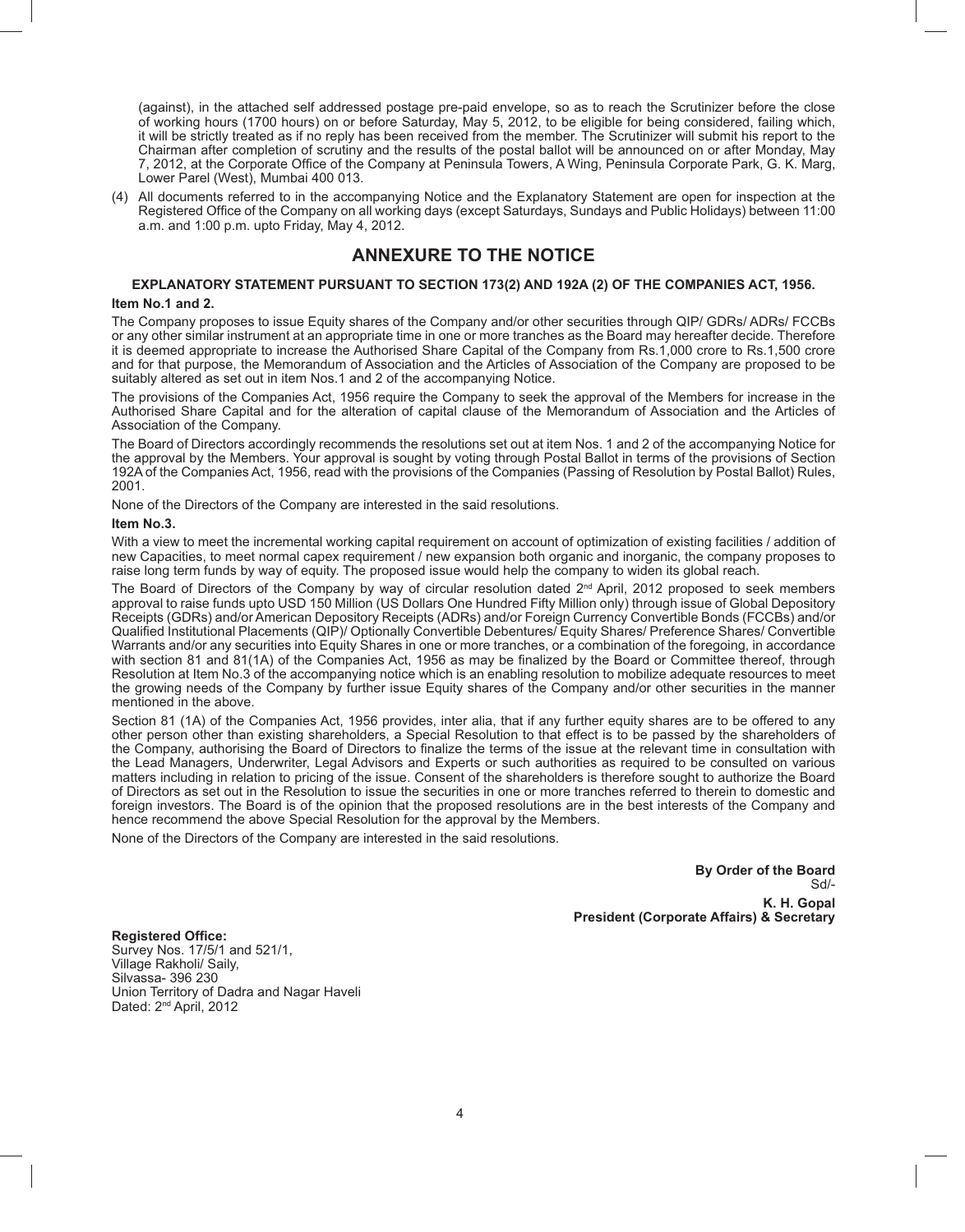(against), in the attached self addressed postage pre-paid envelope, so as to reach the Scrutinizer before the close of working hours (1700 hours) on or before Saturday, May 5, 2012, to be eligible for being considered, failing which, it will be strictly treated as if no reply has been received from the member. The Scrutinizer will submit his report to the Chairman after completion of scrutiny and the results of the postal ballot will be announced on or after Monday, May 7, 2012, at the Corporate Office of the Company at Peninsula Towers, A Wing, Peninsula Corporate Park, G. K. Marg, Lower Parel (West), Mumbai 400 013.

(4) All documents referred to in the accompanying Notice and the Explanatory Statement are open for inspection at the Registered Office of the Company on all working days (except Saturdays, Sundays and Public Holidays) between 11:00 a.m. and 1:00 p.m. upto Friday, May 4, 2012.

# ANNEXURE TO THE NOTICE

**EXPLANATORY STATEMENT PURSUANT TO SECTION 173(2) AND 192A (2) OF THE COMPANIES ACT, 1956.**

**Item No.1 and 2.**

The Company proposes to issue Equity shares of the Company and/or other securities through QIP/ GDRs/ ADRs/ FCCBs or any other similar instrument at an appropriate time in one or more tranches as the Board may hereafter decide. Therefore it is deemed appropriate to increase the Authorised Share Capital of the Company from Rs.1,000 crore to Rs.1,500 crore and for that purpose, the Memorandum of Association and the Articles of Association of the Company are proposed to be suitably altered as set out in item Nos.1 and 2 of the accompanying Notice.

The provisions of the Companies Act, 1956 require the Company to seek the approval of the Members for increase in the Authorised Share Capital and for the alteration of capital clause of the Memorandum of Association and the Articles of Association of the Company.

The Board of Directors accordingly recommends the resolutions set out at item Nos. 1 and 2 of the accompanying Notice for the approval by the Members. Your approval is sought by voting through Postal Ballot in terms of the provisions of Section 192A of the Companies Act, 1956, read with the provisions of the Companies (Passing of Resolution by Postal Ballot) Rules, 2001.

None of the Directors of the Company are interested in the said resolutions.

**Item No.3.**

With a view to meet the incremental working capital requirement on account of optimization of existing facilities / addition of new Capacities, to meet normal capex requirement / new expansion both organic and inorganic, the company proposes to raise long term funds by way of equity. The proposed issue would help the company to widen its global reach.

The Board of Directors of the Company by way of circular resolution dated 2nd April, 2012 proposed to seek members approval to raise funds upto USD 150 Million (US Dollars One Hundred Fifty Million only) through issue of Global Depository Receipts (GDRs) and/or American Depository Receipts (ADRs) and/or Foreign Currency Convertible Bonds (FCCBs) and/or Qualified Institutional Placements (QIP)/ Optionally Convertible Debentures/ Equity Shares/ Preference Shares/ Convertible Warrants and/or any securities into Equity Shares in one or more tranches, or a combination of the foregoing, in accordance with section 81 and 81(1A) of the Companies Act, 1956 as may be finalized by the Board or Committee thereof, through Resolution at Item No.3 of the accompanying notice which is an enabling resolution to mobilize adequate resources to meet the growing needs of the Company by further issue Equity shares of the Company and/or other securities in the manner mentioned in the above.

Section 81 (1A) of the Companies Act, 1956 provides, inter alia, that if any further equity shares are to be offered to any other person other than existing shareholders, a Special Resolution to that effect is to be passed by the shareholders of the Company, authorising the Board of Directors to finalize the terms of the issue at the relevant time in consultation with the Lead Managers, Underwriter, Legal Advisors and Experts or such authorities as required to be consulted on various matters including in relation to pricing of the issue. Consent of the shareholders is therefore sought to authorize the Board of Directors as set out in the Resolution to issue the securities in one or more tranches referred to therein to domestic and foreign investors. The Board is of the opinion that the proposed resolutions are in the best interests of the Company and hence recommend the above Special Resolution for the approval by the Members.

None of the Directors of the Company are interested in the said resolutions.

**By Order of the Board**
Sd/-
**K. H. Gopal**
**President (Corporate Affairs) & Secretary**

**Registered Office:**
Survey Nos. 17/5/1 and 521/1,
Village Rakholi/ Saily,
Silvassa- 396 230
Union Territory of Dadra and Nagar Haveli
Dated: 2nd April, 2012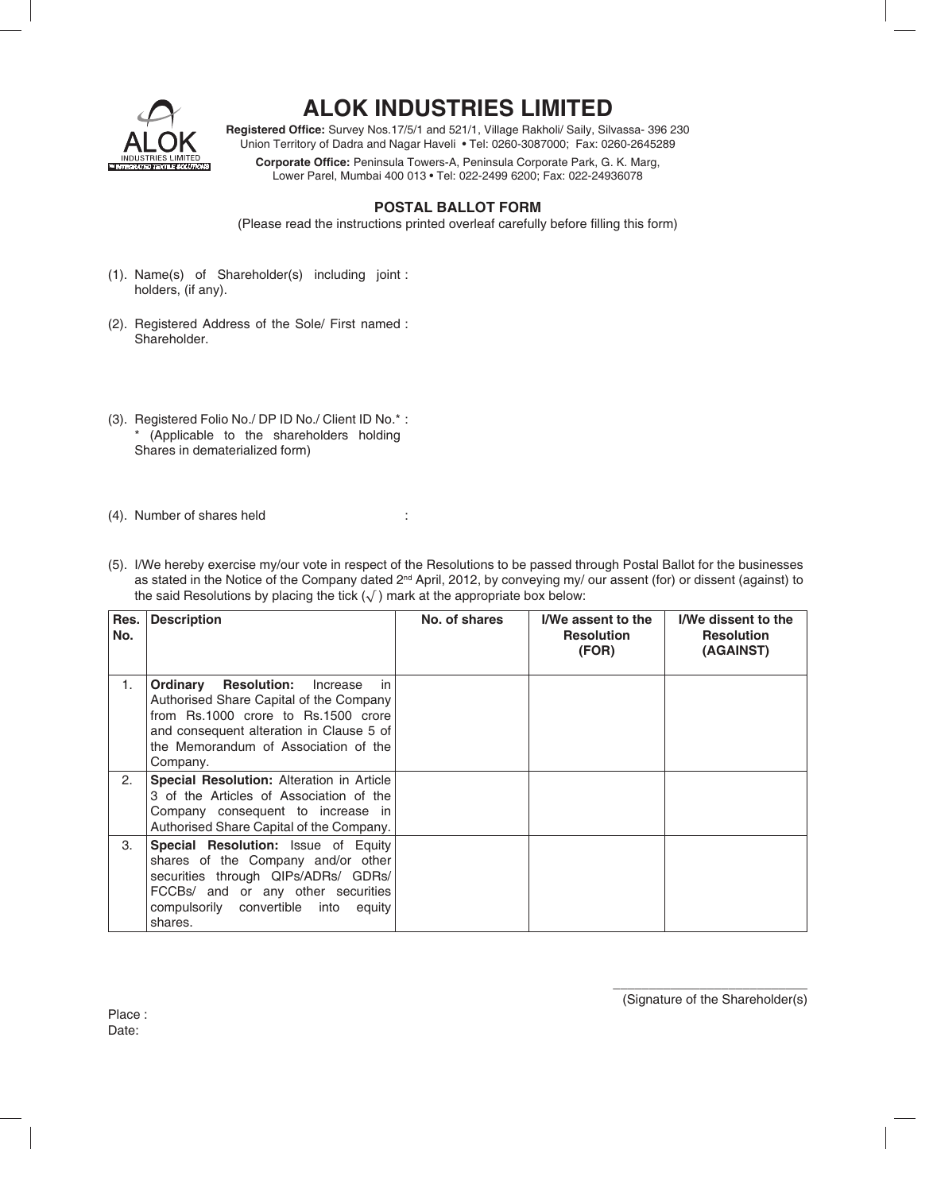# ALOK INDUSTRIES LIMITED

**Registered Office:** Survey Nos.17/5/1 and 521/1, Village Rakholi/ Saily, Silvassa- 396 230
Union Territory of Dadra and Nagar Haveli • Tel: 0260-3087000; Fax: 0260-2645289

**Corporate Office:** Peninsula Towers-A, Peninsula Corporate Park, G. K. Marg,
Lower Parel, Mumbai 400 013 • Tel: 022-2499 6200; Fax: 022-24936078

## POSTAL BALLOT FORM

(Please read the instructions printed overleaf carefully before filling this form)

(1). Name(s) of Shareholder(s) including joint holders, (if any). :

(2). Registered Address of the Sole/ First named Shareholder. :

(3). Registered Folio No./ DP ID No./ Client ID No.* :
* (Applicable to the shareholders holding Shares in dematerialized form)

(4). Number of shares held :

(5). I/We hereby exercise my/our vote in respect of the Resolutions to be passed through Postal Ballot for the businesses as stated in the Notice of the Company dated 2nd April, 2012, by conveying my/ our assent (for) or dissent (against) to the said Resolutions by placing the tick (√) mark at the appropriate box below:

| Res. No. | Description | No. of shares | I/We assent to the Resolution (FOR) | I/We dissent to the Resolution (AGAINST) |
|---|---|---|---|---|
| 1. | **Ordinary Resolution:** Increase in Authorised Share Capital of the Company from Rs.1000 crore to Rs.1500 crore and consequent alteration in Clause 5 of the Memorandum of Association of the Company. | | | |
| 2. | **Special Resolution:** Alteration in Article 3 of the Articles of Association of the Company consequent to increase in Authorised Share Capital of the Company. | | | |
| 3. | **Special Resolution:** Issue of Equity shares of the Company and/or other securities through QIPs/ADRs/ GDRs/ FCCBs/ and or any other securities compulsorily convertible into equity shares. | | | |

(Signature of the Shareholder(s))

Place :
Date: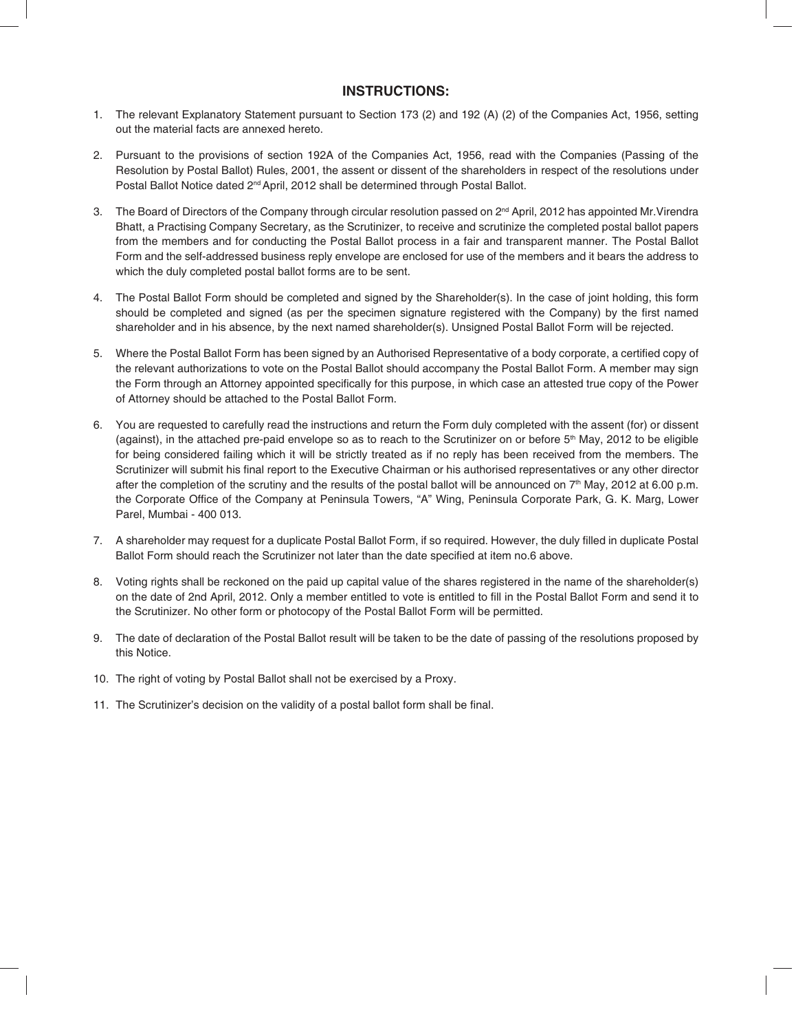## INSTRUCTIONS:

1. The relevant Explanatory Statement pursuant to Section 173 (2) and 192 (A) (2) of the Companies Act, 1956, setting out the material facts are annexed hereto.

2. Pursuant to the provisions of section 192A of the Companies Act, 1956, read with the Companies (Passing of the Resolution by Postal Ballot) Rules, 2001, the assent or dissent of the shareholders in respect of the resolutions under Postal Ballot Notice dated 2nd April, 2012 shall be determined through Postal Ballot.

3. The Board of Directors of the Company through circular resolution passed on 2nd April, 2012 has appointed Mr.Virendra Bhatt, a Practising Company Secretary, as the Scrutinizer, to receive and scrutinize the completed postal ballot papers from the members and for conducting the Postal Ballot process in a fair and transparent manner. The Postal Ballot Form and the self-addressed business reply envelope are enclosed for use of the members and it bears the address to which the duly completed postal ballot forms are to be sent.

4. The Postal Ballot Form should be completed and signed by the Shareholder(s). In the case of joint holding, this form should be completed and signed (as per the specimen signature registered with the Company) by the first named shareholder and in his absence, by the next named shareholder(s). Unsigned Postal Ballot Form will be rejected.

5. Where the Postal Ballot Form has been signed by an Authorised Representative of a body corporate, a certified copy of the relevant authorizations to vote on the Postal Ballot should accompany the Postal Ballot Form. A member may sign the Form through an Attorney appointed specifically for this purpose, in which case an attested true copy of the Power of Attorney should be attached to the Postal Ballot Form.

6. You are requested to carefully read the instructions and return the Form duly completed with the assent (for) or dissent (against), in the attached pre-paid envelope so as to reach to the Scrutinizer on or before 5th May, 2012 to be eligible for being considered failing which it will be strictly treated as if no reply has been received from the members. The Scrutinizer will submit his final report to the Executive Chairman or his authorised representatives or any other director after the completion of the scrutiny and the results of the postal ballot will be announced on 7th May, 2012 at 6.00 p.m. the Corporate Office of the Company at Peninsula Towers, "A" Wing, Peninsula Corporate Park, G. K. Marg, Lower Parel, Mumbai - 400 013.

7. A shareholder may request for a duplicate Postal Ballot Form, if so required. However, the duly filled in duplicate Postal Ballot Form should reach the Scrutinizer not later than the date specified at item no.6 above.

8. Voting rights shall be reckoned on the paid up capital value of the shares registered in the name of the shareholder(s) on the date of 2nd April, 2012. Only a member entitled to vote is entitled to fill in the Postal Ballot Form and send it to the Scrutinizer. No other form or photocopy of the Postal Ballot Form will be permitted.

9. The date of declaration of the Postal Ballot result will be taken to be the date of passing of the resolutions proposed by this Notice.

10. The right of voting by Postal Ballot shall not be exercised by a Proxy.

11. The Scrutinizer's decision on the validity of a postal ballot form shall be final.